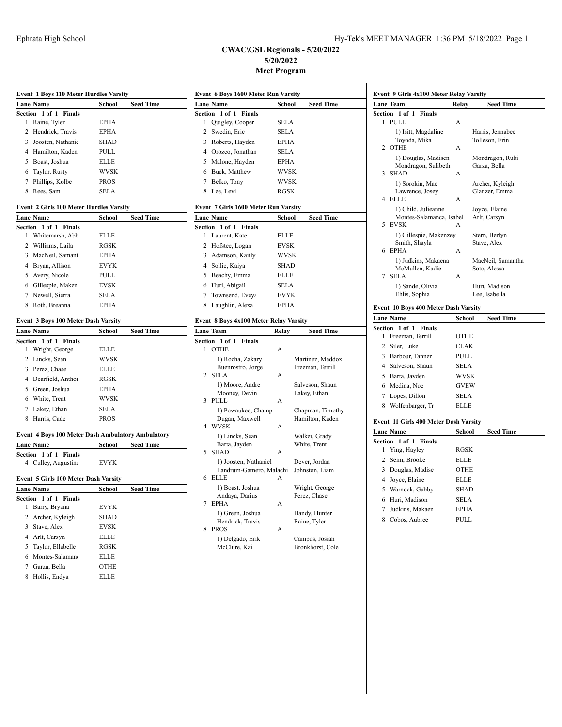# CWAC\GSL Regionals - 5/20/2022

**5/20/2022**

**Meet Program**

### Event 1 Boys 110 Meter Hurdles Varsity

| Lane | Name | School | Seed Time |
|---|---|---|---|
| **Section 1 of 1 Finals** | | | |
| 1 | Raine, Tyler | EPHA | |
| 2 | Hendrick, Travis | EPHA | |
| 3 | Joosten, Nathanie | SHAD | |
| 4 | Hamilton, Kaden | PULL | |
| 5 | Boast, Joshua | ELLE | |
| 6 | Taylor, Rusty | WVSK | |
| 7 | Phillips, Kolbe | PROS | |
| 8 | Rees, Sam | SELA | |

### Event 2 Girls 100 Meter Hurdles Varsity

| Lane | Name | School | Seed Time |
|---|---|---|---|
| **Section 1 of 1 Finals** | | | |
| 1 | Whitemarsh, Abb | ELLE | |
| 2 | Williams, Laila | RGSK | |
| 3 | MacNeil, Samant | EPHA | |
| 4 | Bryan, Allison | EVYK | |
| 5 | Avery, Nicole | PULL | |
| 6 | Gillespie, Maken | EVSK | |
| 7 | Newell, Sierra | SELA | |
| 8 | Roth, Breanna | EPHA | |

### Event 3 Boys 100 Meter Dash Varsity

| Lane | Name | School | Seed Time |
|---|---|---|---|
| **Section 1 of 1 Finals** | | | |
| 1 | Wright, George | ELLE | |
| 2 | Lincks, Sean | WVSK | |
| 3 | Perez, Chase | ELLE | |
| 4 | Dearfield, Anthor | RGSK | |
| 5 | Green, Joshua | EPHA | |
| 6 | White, Trent | WVSK | |
| 7 | Lakey, Ethan | SELA | |
| 8 | Harris, Cade | PROS | |

### Event 4 Boys 100 Meter Dash Ambulatory Ambulatory

| Lane | Name | School | Seed Time |
|---|---|---|---|
| **Section 1 of 1 Finals** | | | |
| 4 | Culley, Augustine | EVYK | |

### Event 5 Girls 100 Meter Dash Varsity

| Lane | Name | School | Seed Time |
|---|---|---|---|
| **Section 1 of 1 Finals** | | | |
| 1 | Barry, Bryana | EVYK | |
| 2 | Archer, Kyleigh | SHAD | |
| 3 | Stave, Alex | EVSK | |
| 4 | Arlt, Carsyn | ELLE | |
| 5 | Taylor, Ellabelle | RGSK | |
| 6 | Montes-Salamano | ELLE | |
| 7 | Garza, Bella | OTHE | |
| 8 | Hollis, Endya | ELLE | |

### Event 6 Boys 1600 Meter Run Varsity

| Lane | Name | School | Seed Time |
|---|---|---|---|
| **Section 1 of 1 Finals** | | | |
| 1 | Quigley, Cooper | SELA | |
| 2 | Swedin, Eric | SELA | |
| 3 | Roberts, Hayden | EPHA | |
| 4 | Orozco, Jonathan | SELA | |
| 5 | Malone, Hayden | EPHA | |
| 6 | Buck, Matthew | WVSK | |
| 7 | Belko, Tony | WVSK | |
| 8 | Lee, Levi | RGSK | |

### Event 7 Girls 1600 Meter Run Varsity

| Lane | Name | School | Seed Time |
|---|---|---|---|
| **Section 1 of 1 Finals** | | | |
| 1 | Laurent, Kate | ELLE | |
| 2 | Hofstee, Logan | EVSK | |
| 3 | Adamson, Kaitly | WVSK | |
| 4 | Sollie, Kaiya | SHAD | |
| 5 | Beachy, Emma | ELLE | |
| 6 | Huri, Abigail | SELA | |
| 7 | Townsend, Eveya | EVYK | |
| 8 | Laughlin, Alexa | EPHA | |

### Event 8 Boys 4x100 Meter Relay Varsity

| Lane | Team | Relay | Seed Time |
|---|---|---|---|
| **Section 1 of 1 Finals** | | | |
| 1 | OTHE | A | |
| | 1) Rocha, Zakary | | Martinez, Maddox |
| | Buenrostro, Jorge | | Freeman, Terrill |
| 2 | SELA | A | |
| | 1) Moore, Andre | | Salveson, Shaun |
| | Mooney, Devin | | Lakey, Ethan |
| 3 | PULL | A | |
| | 1) Powaukee, Champ | | Chapman, Timothy |
| | Dugan, Maxwell | | Hamilton, Kaden |
| 4 | WVSK | A | |
| | 1) Lincks, Sean | | Walker, Grady |
| | Barta, Jayden | | White, Trent |
| 5 | SHAD | A | |
| | 1) Joosten, Nathaniel | | Dever, Jordan |
| | Landrum-Gamero, Malachi | | Johnston, Liam |
| 6 | ELLE | A | |
| | 1) Boast, Joshua | | Wright, George |
| | Andaya, Darius | | Perez, Chase |
| 7 | EPHA | A | |
| | 1) Green, Joshua | | Handy, Hunter |
| | Hendrick, Travis | | Raine, Tyler |
| 8 | PROS | A | |
| | 1) Delgado, Erik | | Campos, Josiah |
| | McClure, Kai | | Bronkhorst, Cole |

### Event 9 Girls 4x100 Meter Relay Varsity

| Lane | Team | Relay | Seed Time |
|---|---|---|---|
| **Section 1 of 1 Finals** | | | |
| 1 | PULL | A | |
| | 1) Isitt, Magdaline | | Harris, Jennabee |
| | Toyoda, Mika | | Tolleson, Erin |
| 2 | OTHE | A | |
| | 1) Douglas, Madisen | | Mondragon, Rubi |
| | Mondragon, Sulibeth | | Garza, Bella |
| 3 | SHAD | A | |
| | 1) Sorokin, Mae | | Archer, Kyleigh |
| | Lawrence, Josey | | Glanzer, Emma |
| 4 | ELLE | A | |
| | 1) Child, Julieanne | | Joyce, Elaine |
| | Montes-Salamanca, Isabel | | Arlt, Carsyn |
| 5 | EVSK | A | |
| | 1) Gillespie, Makenzey | | Stern, Berlyn |
| | Smith, Shayla | | Stave, Alex |
| 6 | EPHA | A | |
| | 1) Judkins, Makaena | | MacNeil, Samantha |
| | McMullen, Kadie | | Soto, Alessa |
| 7 | SELA | A | |
| | 1) Sande, Olivia | | Huri, Madison |
| | Ehlis, Sophia | | Lee, Isabella |

### Event 10 Boys 400 Meter Dash Varsity

| Lane | Name | School | Seed Time |
|---|---|---|---|
| **Section 1 of 1 Finals** | | | |
| 1 | Freeman, Terrill | OTHE | |
| 2 | Siler, Luke | CLAK | |
| 3 | Barbour, Tanner | PULL | |
| 4 | Salveson, Shaun | SELA | |
| 5 | Barta, Jayden | WVSK | |
| 6 | Medina, Noe | GVEW | |
| 7 | Lopes, Dillon | SELA | |
| 8 | Wolfenbarger, Tr | ELLE | |

### Event 11 Girls 400 Meter Dash Varsity

| Lane | Name | School | Seed Time |
|---|---|---|---|
| **Section 1 of 1 Finals** | | | |
| 1 | Ying, Hayley | RGSK | |
| 2 | Seim, Brooke | ELLE | |
| 3 | Douglas, Madise | OTHE | |
| 4 | Joyce, Elaine | ELLE | |
| 5 | Warnock, Gabby | SHAD | |
| 6 | Huri, Madison | SELA | |
| 7 | Judkins, Makaen | EPHA | |
| 8 | Cobos, Aubree | PULL | |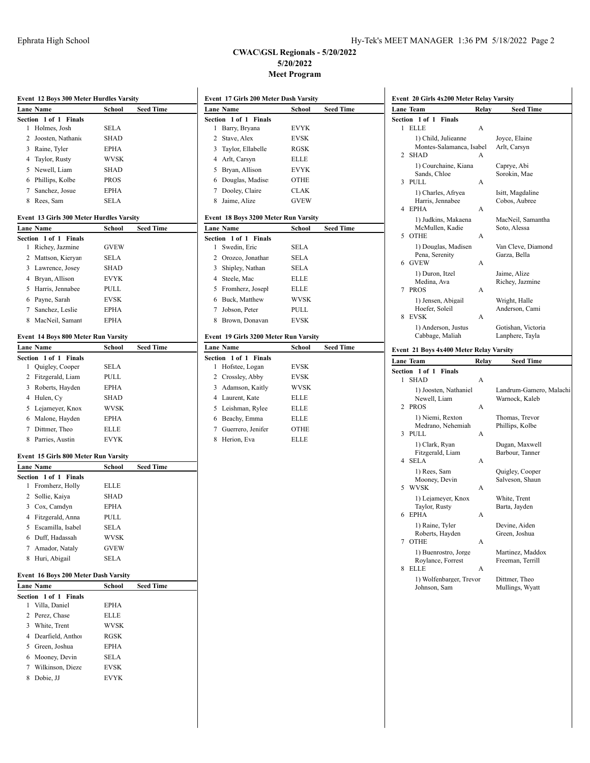# CWAC\GSL Regionals - 5/20/2022

**5/20/2022**

**Meet Program**

### Event 12 Boys 300 Meter Hurdles Varsity

| Lane | Name | School | Seed Time |
|---|---|---|---|
| **Section 1 of 1 Finals** | | | |
| 1 | Holmes, Josh | SELA | |
| 2 | Joosten, Nathanic | SHAD | |
| 3 | Raine, Tyler | EPHA | |
| 4 | Taylor, Rusty | WVSK | |
| 5 | Newell, Liam | SHAD | |
| 6 | Phillips, Kolbe | PROS | |
| 7 | Sanchez, Josue | EPHA | |
| 8 | Rees, Sam | SELA | |

### Event 13 Girls 300 Meter Hurdles Varsity

| Lane | Name | School | Seed Time |
|---|---|---|---|
| **Section 1 of 1 Finals** | | | |
| 1 | Richey, Jazmine | GVEW | |
| 2 | Mattson, Kieryan | SELA | |
| 3 | Lawrence, Josey | SHAD | |
| 4 | Bryan, Allison | EVYK | |
| 5 | Harris, Jennabee | PULL | |
| 6 | Payne, Sarah | EVSK | |
| 7 | Sanchez, Leslie | EPHA | |
| 8 | MacNeil, Samant | EPHA | |

### Event 14 Boys 800 Meter Run Varsity

| Lane | Name | School | Seed Time |
|---|---|---|---|
| **Section 1 of 1 Finals** | | | |
| 1 | Quigley, Cooper | SELA | |
| 2 | Fitzgerald, Liam | PULL | |
| 3 | Roberts, Hayden | EPHA | |
| 4 | Hulen, Cy | SHAD | |
| 5 | Lejameyer, Knox | WVSK | |
| 6 | Malone, Hayden | EPHA | |
| 7 | Dittmer, Theo | ELLE | |
| 8 | Parries, Austin | EVYK | |

### Event 15 Girls 800 Meter Run Varsity

| Lane | Name | School | Seed Time |
|---|---|---|---|
| **Section 1 of 1 Finals** | | | |
| 1 | Fromherz, Holly | ELLE | |
| 2 | Sollie, Kaiya | SHAD | |
| 3 | Cox, Camdyn | EPHA | |
| 4 | Fitzgerald, Anna | PULL | |
| 5 | Escamilla, Isabel | SELA | |
| 6 | Duff, Hadassah | WVSK | |
| 7 | Amador, Nataly | GVEW | |
| 8 | Huri, Abigail | SELA | |

### Event 16 Boys 200 Meter Dash Varsity

| Lane | Name | School | Seed Time |
|---|---|---|---|
| **Section 1 of 1 Finals** | | | |
| 1 | Villa, Daniel | EPHA | |
| 2 | Perez, Chase | ELLE | |
| 3 | White, Trent | WVSK | |
| 4 | Dearfield, Anthor | RGSK | |
| 5 | Green, Joshua | EPHA | |
| 6 | Mooney, Devin | SELA | |
| 7 | Wilkinson, Dieze | EVSK | |
| 8 | Dobie, JJ | EVYK | |

### Event 17 Girls 200 Meter Dash Varsity

| Lane | Name | School | Seed Time |
|---|---|---|---|
| **Section 1 of 1 Finals** | | | |
| 1 | Barry, Bryana | EVYK | |
| 2 | Stave, Alex | EVSK | |
| 3 | Taylor, Ellabelle | RGSK | |
| 4 | Arlt, Carsyn | ELLE | |
| 5 | Bryan, Allison | EVYK | |
| 6 | Douglas, Madise | OTHE | |
| 7 | Dooley, Claire | CLAK | |
| 8 | Jaime, Alize | GVEW | |

### Event 18 Boys 3200 Meter Run Varsity

| Lane | Name | School | Seed Time |
|---|---|---|---|
| **Section 1 of 1 Finals** | | | |
| 1 | Swedin, Eric | SELA | |
| 2 | Orozco, Jonathan | SELA | |
| 3 | Shipley, Nathan | SELA | |
| 4 | Steele, Mac | ELLE | |
| 5 | Fromherz, Josepl | ELLE | |
| 6 | Buck, Matthew | WVSK | |
| 7 | Jobson, Peter | PULL | |
| 8 | Brown, Donavan | EVSK | |

### Event 19 Girls 3200 Meter Run Varsity

| Lane | Name | School | Seed Time |
|---|---|---|---|
| **Section 1 of 1 Finals** | | | |
| 1 | Hofstee, Logan | EVSK | |
| 2 | Crossley, Abby | EVSK | |
| 3 | Adamson, Kaitly | WVSK | |
| 4 | Laurent, Kate | ELLE | |
| 5 | Leishman, Rylee | ELLE | |
| 6 | Beachy, Emma | ELLE | |
| 7 | Guerrero, Jenifer | OTHE | |
| 8 | Herion, Eva | ELLE | |

### Event 20 Girls 4x200 Meter Relay Varsity

| Lane | Team | Relay | Seed Time |
|---|---|---|---|
| **Section 1 of 1 Finals** | | | |
| 1 | ELLE | A | |
| | 1) Child, Julieanne | | Joyce, Elaine |
| | Montes-Salamanca, Isabel | | Arlt, Carsyn |
| 2 | SHAD | A | |
| | 1) Courchaine, Kiana | | Caprye, Abi |
| | Sands, Chloe | | Sorokin, Mae |
| 3 | PULL | A | |
| | 1) Charles, Afryea | | Isitt, Magdaline |
| | Harris, Jennabee | | Cobos, Aubree |
| 4 | EPHA | A | |
| | 1) Judkins, Makaena | | MacNeil, Samantha |
| | McMullen, Kadie | | Soto, Alessa |
| 5 | OTHE | A | |
| | 1) Douglas, Madisen | | Van Cleve, Diamond |
| | Pena, Serenity | | Garza, Bella |
| 6 | GVEW | A | |
| | 1) Duron, Itzel | | Jaime, Alize |
| | Medina, Ava | | Richey, Jazmine |
| 7 | PROS | A | |
| | 1) Jensen, Abigail | | Wright, Halle |
| | Hoefer, Soleil | | Anderson, Cami |
| 8 | EVSK | A | |
| | 1) Anderson, Justus | | Gotishan, Victoria |
| | Cabbage, Maliah | | Lanphere, Tayla |

### Event 21 Boys 4x400 Meter Relay Varsity

| Lane | Team | Relay | Seed Time |
|---|---|---|---|
| **Section 1 of 1 Finals** | | | |
| 1 | SHAD | A | |
| | 1) Joosten, Nathaniel | | Landrum-Gamero, Malachi |
| | Newell, Liam | | Warnock, Kaleb |
| 2 | PROS | A | |
| | 1) Niemi, Rexton | | Thomas, Trevor |
| | Medrano, Nehemiah | | Phillips, Kolbe |
| 3 | PULL | A | |
| | 1) Clark, Ryan | | Dugan, Maxwell |
| | Fitzgerald, Liam | | Barbour, Tanner |
| 4 | SELA | A | |
| | 1) Rees, Sam | | Quigley, Cooper |
| | Mooney, Devin | | Salveson, Shaun |
| 5 | WVSK | A | |
| | 1) Lejameyer, Knox | | White, Trent |
| | Taylor, Rusty | | Barta, Jayden |
| 6 | EPHA | A | |
| | 1) Raine, Tyler | | Devine, Aiden |
| | Roberts, Hayden | | Green, Joshua |
| 7 | OTHE | A | |
| | 1) Buenrostro, Jorge | | Martinez, Maddox |
| | Roylance, Forrest | | Freeman, Terrill |
| 8 | ELLE | A | |
| | 1) Wolfenbarger, Trevor | | Dittmer, Theo |
| | Johnson, Sam | | Mullings, Wyatt |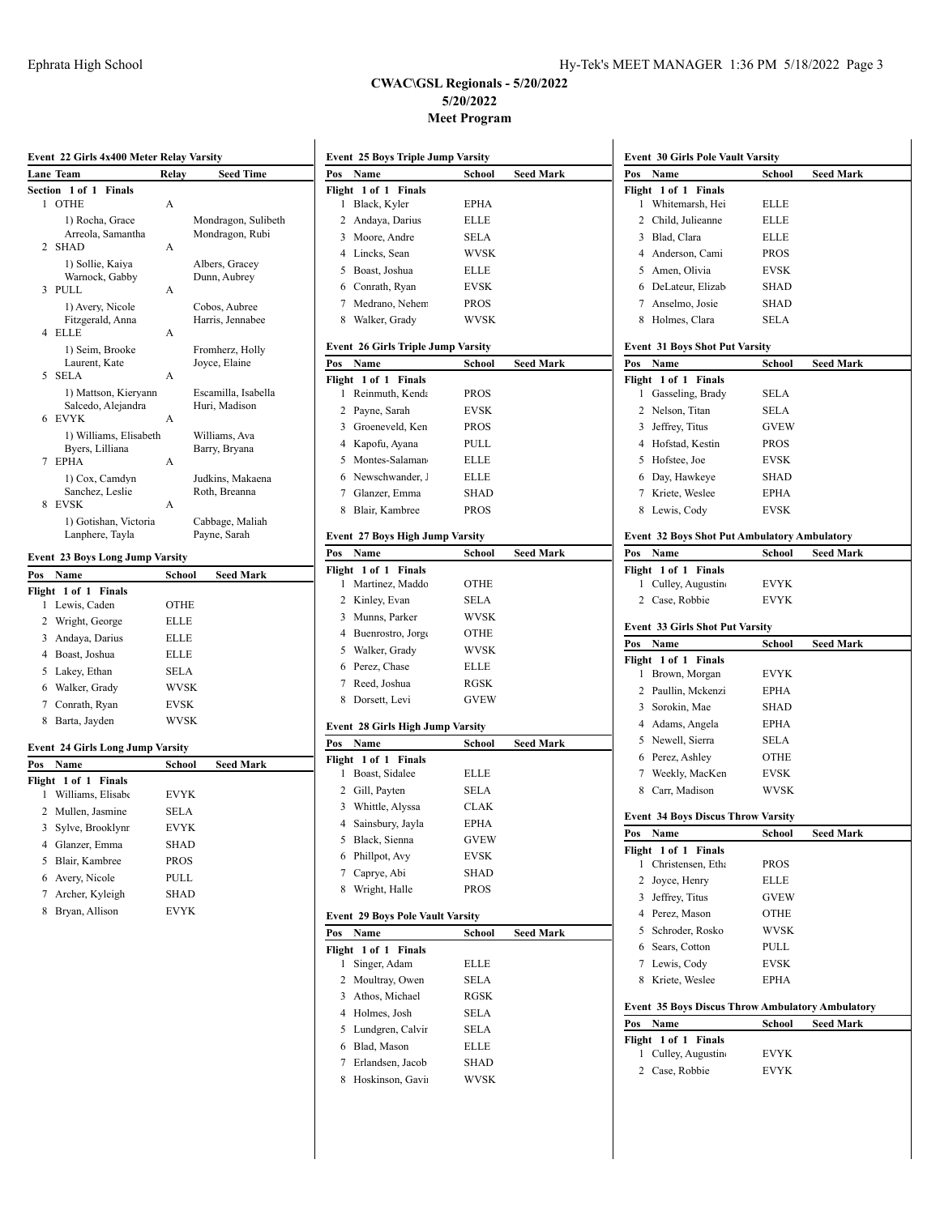# CWAC\GSL Regionals - 5/20/2022

## 5/20/2022

## Meet Program

### Event 22 Girls 4x400 Meter Relay Varsity

| Lane | Team | Relay | Seed Time |
|---|---|---|---|
| **Section 1 of 1 Finals** | | | |
| 1 | OTHE | A | |
| | 1) Rocha, Grace | | Mondragon, Sulibeth |
| | Arreola, Samantha | | Mondragon, Rubi |
| 2 | SHAD | A | |
| | 1) Sollie, Kaiya | | Albers, Gracey |
| | Warnock, Gabby | | Dunn, Aubrey |
| 3 | PULL | A | |
| | 1) Avery, Nicole | | Cobos, Aubree |
| | Fitzgerald, Anna | | Harris, Jennabee |
| 4 | ELLE | A | |
| | 1) Seim, Brooke | | Fromherz, Holly |
| | Laurent, Kate | | Joyce, Elaine |
| 5 | SELA | A | |
| | 1) Mattson, Kieryann | | Escamilla, Isabella |
| | Salcedo, Alejandra | | Huri, Madison |
| 6 | EVYK | A | |
| | 1) Williams, Elisabeth | | Williams, Ava |
| | Byers, Lilliana | | Barry, Bryana |
| 7 | EPHA | A | |
| | 1) Cox, Camdyn | | Judkins, Makaena |
| | Sanchez, Leslie | | Roth, Breanna |
| 8 | EVSK | A | |
| | 1) Gotishan, Victoria | | Cabbage, Maliah |
| | Lanphere, Tayla | | Payne, Sarah |

### Event 23 Boys Long Jump Varsity

| Pos | Name | School | Seed Mark |
|---|---|---|---|
| **Flight 1 of 1 Finals** | | | |
| 1 | Lewis, Caden | OTHE | |
| 2 | Wright, George | ELLE | |
| 3 | Andaya, Darius | ELLE | |
| 4 | Boast, Joshua | ELLE | |
| 5 | Lakey, Ethan | SELA | |
| 6 | Walker, Grady | WVSK | |
| 7 | Conrath, Ryan | EVSK | |
| 8 | Barta, Jayden | WVSK | |

### Event 24 Girls Long Jump Varsity

| Pos | Name | School | Seed Mark |
|---|---|---|---|
| **Flight 1 of 1 Finals** | | | |
| 1 | Williams, Elisabe | EVYK | |
| 2 | Mullen, Jasmine | SELA | |
| 3 | Sylve, Brooklynr | EVYK | |
| 4 | Glanzer, Emma | SHAD | |
| 5 | Blair, Kambree | PROS | |
| 6 | Avery, Nicole | PULL | |
| 7 | Archer, Kyleigh | SHAD | |
| 8 | Bryan, Allison | EVYK | |

### Event 25 Boys Triple Jump Varsity

| Pos | Name | School | Seed Mark |
|---|---|---|---|
| **Flight 1 of 1 Finals** | | | |
| 1 | Black, Kyler | EPHA | |
| 2 | Andaya, Darius | ELLE | |
| 3 | Moore, Andre | SELA | |
| 4 | Lincks, Sean | WVSK | |
| 5 | Boast, Joshua | ELLE | |
| 6 | Conrath, Ryan | EVSK | |
| 7 | Medrano, Nehem | PROS | |
| 8 | Walker, Grady | WVSK | |

### Event 26 Girls Triple Jump Varsity

| Pos | Name | School | Seed Mark |
|---|---|---|---|
| **Flight 1 of 1 Finals** | | | |
| 1 | Reinmuth, Kenda | PROS | |
| 2 | Payne, Sarah | EVSK | |
| 3 | Groeneveld, Ken | PROS | |
| 4 | Kapofu, Ayana | PULL | |
| 5 | Montes-Salaman | ELLE | |
| 6 | Newschwander, J | ELLE | |
| 7 | Glanzer, Emma | SHAD | |
| 8 | Blair, Kambree | PROS | |

### Event 27 Boys High Jump Varsity

| Pos | Name | School | Seed Mark |
|---|---|---|---|
| **Flight 1 of 1 Finals** | | | |
| 1 | Martinez, Maddo | OTHE | |
| 2 | Kinley, Evan | SELA | |
| 3 | Munns, Parker | WVSK | |
| 4 | Buenrostro, Jorge | OTHE | |
| 5 | Walker, Grady | WVSK | |
| 6 | Perez, Chase | ELLE | |
| 7 | Reed, Joshua | RGSK | |
| 8 | Dorsett, Levi | GVEW | |

### Event 28 Girls High Jump Varsity

| Pos | Name | School | Seed Mark |
|---|---|---|---|
| **Flight 1 of 1 Finals** | | | |
| 1 | Boast, Sidalee | ELLE | |
| 2 | Gill, Payten | SELA | |
| 3 | Whittle, Alyssa | CLAK | |
| 4 | Sainsbury, Jayla | EPHA | |
| 5 | Black, Sienna | GVEW | |
| 6 | Phillpot, Avy | EVSK | |
| 7 | Caprye, Abi | SHAD | |
| 8 | Wright, Halle | PROS | |

### Event 29 Boys Pole Vault Varsity

| Pos | Name | School | Seed Mark |
|---|---|---|---|
| **Flight 1 of 1 Finals** | | | |
| 1 | Singer, Adam | ELLE | |
| 2 | Moultray, Owen | SELA | |
| 3 | Athos, Michael | RGSK | |
| 4 | Holmes, Josh | SELA | |
| 5 | Lundgren, Calvir | SELA | |
| 6 | Blad, Mason | ELLE | |
| 7 | Erlandsen, Jacob | SHAD | |
| 8 | Hoskinson, Gavii | WVSK | |

### Event 30 Girls Pole Vault Varsity

| Pos | Name | School | Seed Mark |
|---|---|---|---|
| **Flight 1 of 1 Finals** | | | |
| 1 | Whitemarsh, Hei | ELLE | |
| 2 | Child, Julieanne | ELLE | |
| 3 | Blad, Clara | ELLE | |
| 4 | Anderson, Cami | PROS | |
| 5 | Amen, Olivia | EVSK | |
| 6 | DeLateur, Elizab | SHAD | |
| 7 | Anselmo, Josie | SHAD | |
| 8 | Holmes, Clara | SELA | |

### Event 31 Boys Shot Put Varsity

| Pos | Name | School | Seed Mark |
|---|---|---|---|
| **Flight 1 of 1 Finals** | | | |
| 1 | Gasseling, Brady | SELA | |
| 2 | Nelson, Titan | SELA | |
| 3 | Jeffrey, Titus | GVEW | |
| 4 | Hofstad, Kestin | PROS | |
| 5 | Hofstee, Joe | EVSK | |
| 6 | Day, Hawkeye | SHAD | |
| 7 | Kriete, Weslee | EPHA | |
| 8 | Lewis, Cody | EVSK | |

### Event 32 Boys Shot Put Ambulatory Ambulatory

| Pos | Name | School | Seed Mark |
|---|---|---|---|
| **Flight 1 of 1 Finals** | | | |
| 1 | Culley, Augustin | EVYK | |
| 2 | Case, Robbie | EVYK | |

### Event 33 Girls Shot Put Varsity

| Pos | Name | School | Seed Mark |
|---|---|---|---|
| **Flight 1 of 1 Finals** | | | |
| 1 | Brown, Morgan | EVYK | |
| 2 | Paullin, Mckenzi | EPHA | |
| 3 | Sorokin, Mae | SHAD | |
| 4 | Adams, Angela | EPHA | |
| 5 | Newell, Sierra | SELA | |
| 6 | Perez, Ashley | OTHE | |
| 7 | Weekly, MacKen | EVSK | |
| 8 | Carr, Madison | WVSK | |

### Event 34 Boys Discus Throw Varsity

| Pos | Name | School | Seed Mark |
|---|---|---|---|
| **Flight 1 of 1 Finals** | | | |
| 1 | Christensen, Etha | PROS | |
| 2 | Joyce, Henry | ELLE | |
| 3 | Jeffrey, Titus | GVEW | |
| 4 | Perez, Mason | OTHE | |
| 5 | Schroder, Rosko | WVSK | |
| 6 | Sears, Cotton | PULL | |
| 7 | Lewis, Cody | EVSK | |
| 8 | Kriete, Weslee | EPHA | |

### Event 35 Boys Discus Throw Ambulatory Ambulatory

| Pos | Name | School | Seed Mark |
|---|---|---|---|
| **Flight 1 of 1 Finals** | | | |
| 1 | Culley, Augustin | EVYK | |
| 2 | Case, Robbie | EVYK | |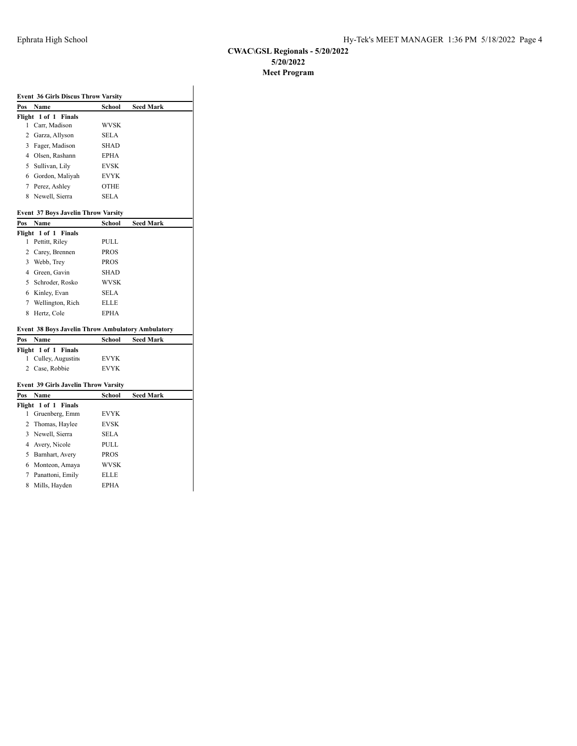**CWAC\GSL Regionals - 5/20/2022**
**5/20/2022**
**Meet Program**

**Event 36 Girls Discus Throw Varsity**

| Pos | Name | School | Seed Mark |
|---|---|---|---|
| **Flight 1 of 1 Finals** | | | |
| 1 | Carr, Madison | WVSK | |
| 2 | Garza, Allyson | SELA | |
| 3 | Fager, Madison | SHAD | |
| 4 | Olsen, Rashann | EPHA | |
| 5 | Sullivan, Lily | EVSK | |
| 6 | Gordon, Maliyah | EVYK | |
| 7 | Perez, Ashley | OTHE | |
| 8 | Newell, Sierra | SELA | |

**Event 37 Boys Javelin Throw Varsity**

| Pos | Name | School | Seed Mark |
|---|---|---|---|
| **Flight 1 of 1 Finals** | | | |
| 1 | Pettitt, Riley | PULL | |
| 2 | Carey, Brennen | PROS | |
| 3 | Webb, Trey | PROS | |
| 4 | Green, Gavin | SHAD | |
| 5 | Schroder, Rosko | WVSK | |
| 6 | Kinley, Evan | SELA | |
| 7 | Wellington, Rich | ELLE | |
| 8 | Hertz, Cole | EPHA | |

**Event 38 Boys Javelin Throw Ambulatory Ambulatory**

| Pos | Name | School | Seed Mark |
|---|---|---|---|
| **Flight 1 of 1 Finals** | | | |
| 1 | Culley, Augustin | EVYK | |
| 2 | Case, Robbie | EVYK | |

**Event 39 Girls Javelin Throw Varsity**

| Pos | Name | School | Seed Mark |
|---|---|---|---|
| **Flight 1 of 1 Finals** | | | |
| 1 | Gruenberg, Emm | EVYK | |
| 2 | Thomas, Haylee | EVSK | |
| 3 | Newell, Sierra | SELA | |
| 4 | Avery, Nicole | PULL | |
| 5 | Barnhart, Avery | PROS | |
| 6 | Monteon, Amaya | WVSK | |
| 7 | Panattoni, Emily | ELLE | |
| 8 | Mills, Hayden | EPHA | |